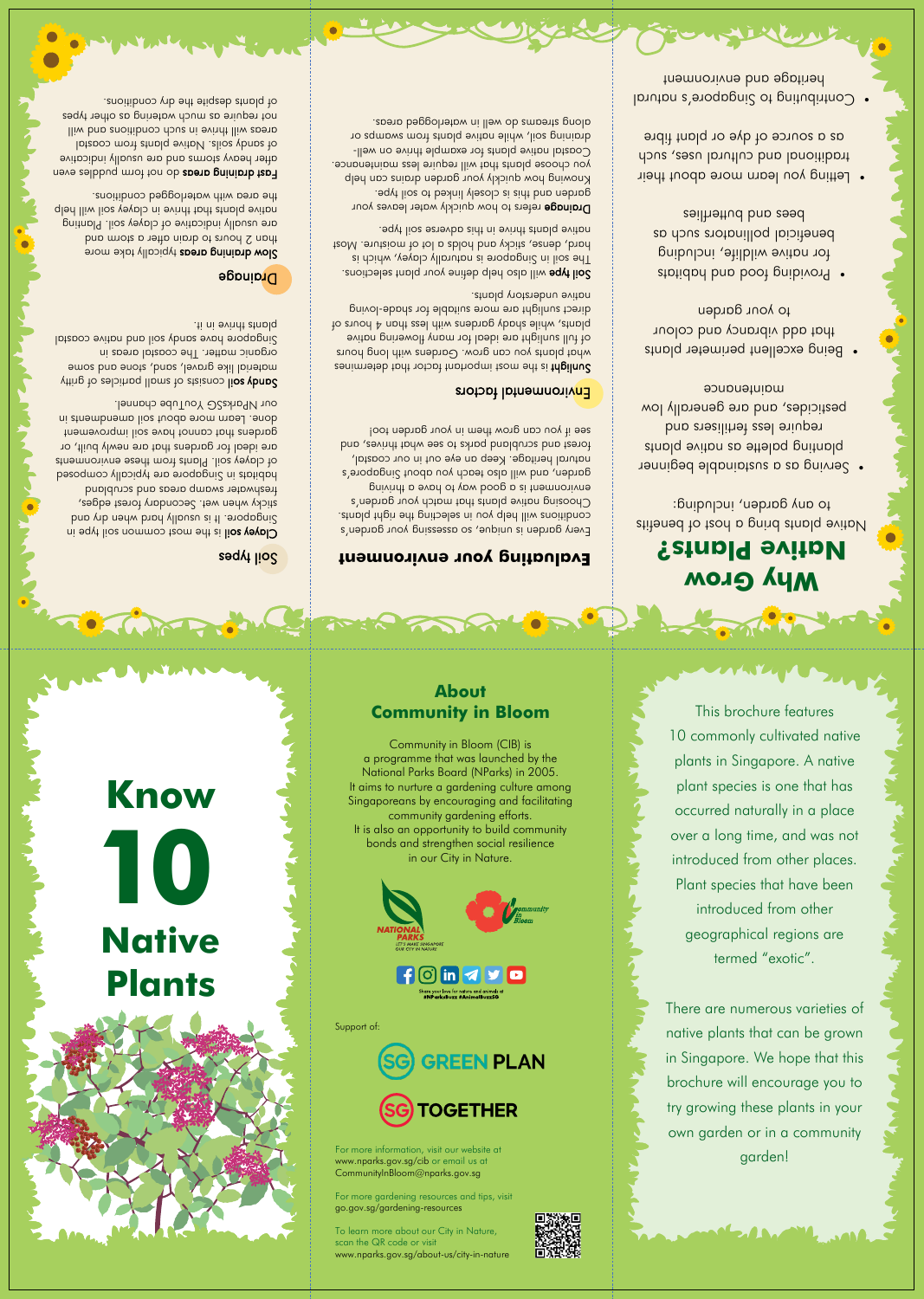# Know 10 Native Plants

This brochure features 10 commonly cultivated native plants in Singapore. A native plant species is one that has occurred naturally in a place over a long time, and was not introduced from other places. Plant species that have been introduced from other geographical regions are termed "exotic".

There are numerous varieties of native plants that can be grown in Singapore. We hope that this brochure will encourage you to try growing these plants in your own garden or in a community garden!

## About Community in Bloom

Community in Bloom (CIB) is a programme that was launched by the National Parks Board (NParks) in 2005. It aims to nurture a gardening culture among Singaporeans by encouraging and facilitating community gardening efforts. It is also an opportunity to build community bonds and strengthen social resilience in our City in Nature.

Share your love for nature and animals at #NParksBuzz #AnimalBuzzSG

Support of:

SG GREEN PLAN

SG TOGETHER

For more information, visit our website at www.nparks.gov.sg/cib or email us at CommunityInBloom@nparks.gov.sg

For more gardening resources and tips, visit go.gov.sg/gardening-resources

To learn more about our City in Nature, scan the QR code or visit www.nparks.gov.sg/about-us/city-in-nature

## Why Grow Native Plants?

Native plants bring a host of benefits to any garden, including:

- Serving as a sustainable beginner planting palette as native plants require less fertilisers and pesticides, and are generally low maintenance
- Being excellent perimeter plants that add vibrancy and colour to your garden
- Providing food and habitats for native wildlife, including beneficial pollinators such as bees and butterflies
- Letting you learn more about their traditional and cultural uses, such as a source of dye or plant fibre
- Contributing to Singapore's natural heritage and environment

## Evaluating your environment

Every garden is unique, so assessing your garden's conditions will help you in selecting the right plants. Choosing native plants that match your garden's environment is a good way to have a thriving garden, and will also teach you about Singapore's natural heritage. Keep an eye out in our coastal, forest and scrubland parks to see what thrives, and see if you can grow them in your garden too!

### Environmental factors

**Sunlight** is the most important factor that determines what plants you can grow. Gardens with long hours of full sunlight are ideal for many flowering native plants, while shady gardens with less than 4 hours of direct sunlight are more suitable for shade-loving native understory plants.

**Soil type** will also help define your plant selections. The soil in Singapore is naturally clayey, which is hard, dense, sticky and holds a lot of moisture. Most native plants thrive in this adverse soil type.

**Drainage** refers to how quickly water leaves your garden and this is closely linked to soil type. Knowing how quickly your garden drains can help you choose plants that will require less maintenance. Coastal native plants for example thrive on well-draining soil, while native plants from swamps or along streams do well in waterlogged areas.

### Soil types

**Clayey soil** is the most common soil type in Singapore. It is usually hard when dry and sticky when wet. Secondary forest edges, freshwater swamp areas and scrubland habitats in Singapore are typically composed of clayey soil. Plants from these environments are ideal for gardens that are newly built, or gardens that cannot have soil improvement done. Learn more about soil amendments in our NParksSG YouTube channel.

**Sandy soil** consists of small particles of gritty material like gravel, sand, stone and some organic matter. The coastal areas in Singapore have sandy soil and native coastal plants thrive in it.

### Drainage

**Slow draining areas** typically take more than 2 hours to drain after a storm and are usually indicative of clayey soil. Planting native plants that thrive in clayey soil will help the area with waterlogged conditions.

**Fast draining areas** do not form puddles even after heavy storms and are usually indicative of sandy soils. Native plants from coastal areas will thrive in such conditions and will not require as much watering as other types of plants despite the dry conditions.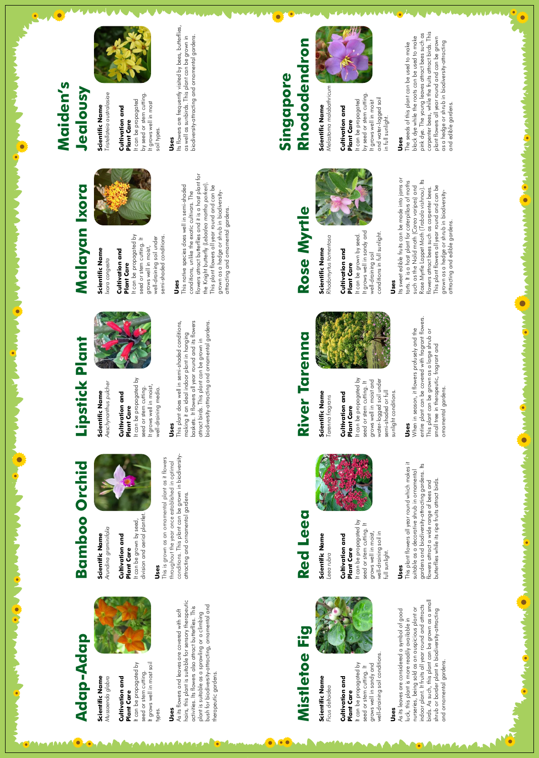## Adap-Adap

**Scientific Name**
*Mussaenda glabra*

**Cultivation and Plant Care**
It can be propagated by seed or stem cutting. It grows well in most soil types.

**Uses**
As its flowers and leaves are covered with soft hairs, this plant is suitable for sensory therapeutic activities. Its flowers also attract butterflies. This plant is suitable as a sprawling or a climbing bush for biodiversity-attracting, ornamental and therapeutic gardens.

## Bamboo Orchid

**Scientific Name**
*Arundina graminifolia*

**Cultivation and Plant Care**
It can be grown by seed, division and aerial plantlet.

**Uses**
This is grown as an ornamental plant as it flowers throughout the year once established in optimal conditions. This plant can be grown in biodiversity-attracting and ornamental gardens.

## Lipstick Plant

**Scientific Name**
*Aeschynanthus pulcher*

**Cultivation and Plant Care**
It can be propagated by seed or stem cutting. It grows well in moist, well-draining media.

**Uses**
This plant does well in semi-shaded conditions, making it an ideal indoor plant in hanging baskets. It flowers all year round and its flowers attract birds. This plant can be grown in biodiversity-attracting and ornamental gardens.

## Malayan Ixora

**Scientific Name**
*Ixora congesta*

**Cultivation and Plant Care**
It can be propagated by seed or stem cutting. It grows well in moist, well-draining soil under semi-shaded conditions.

**Uses**
This native species does well in semi-shaded conditions, unlike the exotic cultivars. The flowers attract butterflies and it is a host plant for the Knight butterfly (*Lebadea martha parkeri*). This plant flowers all year round and can be grown as a hedge or shrub in biodiversity-attracting and ornamental gardens.

## Maiden's Jealousy

**Scientific Name**
*Tristellateia australasiae*

**Cultivation and Plant Care**
It can be propagated by seed or stem cutting. It grows well in most soil types.

**Uses**
Its flowers are frequently visited by bees, butterflies, as well as sunbirds. This plant can be grown in biodiversity-attracting and ornamental gardens.

## Mistletoe Fig

**Scientific Name**
*Ficus deltoidea*

**Cultivation and Plant Care**
It can be propagated by seed or stem cutting. It grows well in sandy and well-draining soil conditions.

**Uses**
As its leaves are considered a symbol of good luck, this plant is more readily available in nurseries, being sold as an auspicious plant or indoor plant. It fruits all year round and attracts birds. As such, this plant can be grown as a small shrub or border plant in biodiversity-attracting and ornamental gardens.

## Red Leea

**Scientific Name**
*Leea rubra*

**Cultivation and Plant Care**
It can be propagated by seed or stem cutting. It grows well in moist, well-draining soil in full sunlight.

**Uses**
This plant flowers all year round which makes it suitable as a decorative shrub in ornamental gardens and biodiversity-attracting gardens. Its flowers attract a wide range of bees and butterflies while its ripe fruits attract birds.

## River Tarenna

**Scientific Name**
*Tarenna fragrans*

**Cultivation and Plant Care**
It can be propagated by seed or stem cutting. It grows well in moist and water-logged soil under semi-shaded or full sunlight conditions.

**Uses**
When in season, it flowers profusely and the entire plant can be covered with fragrant flowers. This plant can be grown as a large shrub or small tree in therapeutic, fragrant and ornamental gardens.

## Rose Myrtle

**Scientific Name**
*Rhodomyrtus tomentosa*

**Cultivation and Plant Care**
It can be grown by seed. It grows well in sandy and well-draining soil conditions in full sunlight.

**Uses**
Its sweet edible fruits can be made into jams or tarts. It is a host plant for caterpillars of moths such as the Nolid moth (*Carea varipes*) and Rose Myrtle Lappet Moth (*Trabala vishnou*). Its flowers attract bees such as carpenter bees. This plant flowers all year round and can be grown as a hedge or shrub in biodiversity-attracting and edible gardens.

## Singapore Rhododendron

**Scientific Name**
*Melastoma malabathricum*

**Cultivation and Plant Care**
It can be propagated by seed or stem cutting. It grows well in moist and water-logged soil in full sunlight.

**Uses**
The seeds of this plant can be used to make black dye while the roots can be used to make pink dye. The young leaves attract bees such as carpenter bees, while the fruits attract birds. This plant flowers all year round and can be grown as a hedge or shrub in biodiversity-attracting and edible gardens.